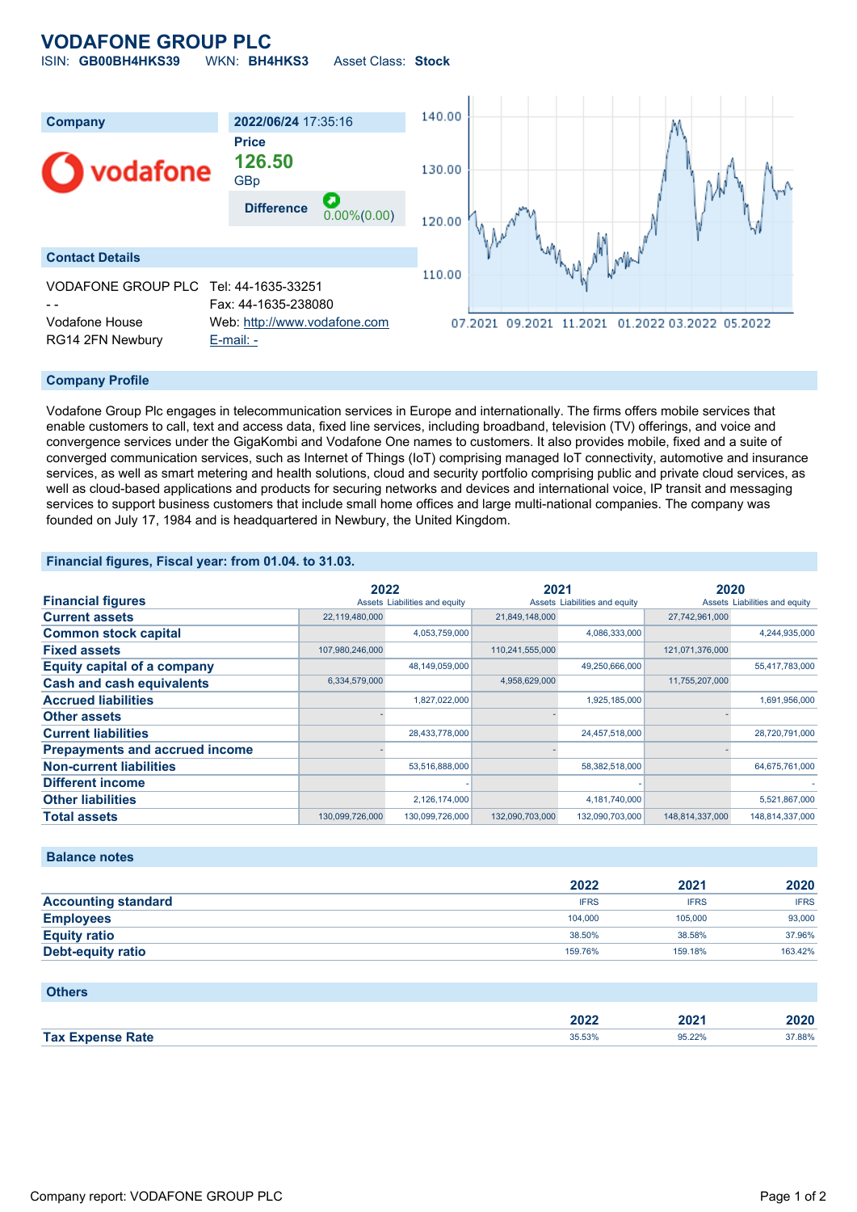# VODAFONE GROUP PLC

ISIN: **GB00BH4HKS39** WKN: **BH4HKS3** Asset Class: **Stock**

| Company | 2022/06/24 17:35:16 |
|---|---|
| | **Price** |
| | **126.50** GBp |
| | **Difference** 0.00%(0.00) |

## Contact Details

VODAFONE GROUP PLC
- -
Vodafone House
RG14 2FN Newbury

Tel: 44-1635-33251
Fax: 44-1635-238080
Web: http://www.vodafone.com
E-mail: -

## Company Profile

Vodafone Group Plc engages in telecommunication services in Europe and internationally. The firms offers mobile services that enable customers to call, text and access data, fixed line services, including broadband, television (TV) offerings, and voice and convergence services under the GigaKombi and Vodafone One names to customers. It also provides mobile, fixed and a suite of converged communication services, such as Internet of Things (IoT) comprising managed IoT connectivity, automotive and insurance services, as well as smart metering and health solutions, cloud and security portfolio comprising public and private cloud services, as well as cloud-based applications and products for securing networks and devices and international voice, IP transit and messaging services to support business customers that include small home offices and large multi-national companies. The company was founded on July 17, 1984 and is headquartered in Newbury, the United Kingdom.

## Financial figures, Fiscal year: from 01.04. to 31.03.

| Financial figures | 2022 | | 2021 | | 2020 | |
|---|---|---|---|---|---|---|
| | Assets | Liabilities and equity | Assets | Liabilities and equity | Assets | Liabilities and equity |
| Current assets | 22,119,480,000 | | 21,849,148,000 | | 27,742,961,000 | |
| Common stock capital | | 4,053,759,000 | | 4,086,333,000 | | 4,244,935,000 |
| Fixed assets | 107,980,246,000 | | 110,241,555,000 | | 121,071,376,000 | |
| Equity capital of a company | | 48,149,059,000 | | 49,250,666,000 | | 55,417,783,000 |
| Cash and cash equivalents | 6,334,579,000 | | 4,958,629,000 | | 11,755,207,000 | |
| Accrued liabilities | | 1,827,022,000 | | 1,925,185,000 | | 1,691,956,000 |
| Other assets | - | | - | | - | |
| Current liabilities | | 28,433,778,000 | | 24,457,518,000 | | 28,720,791,000 |
| Prepayments and accrued income | - | | - | | - | |
| Non-current liabilities | | 53,516,888,000 | | 58,382,518,000 | | 64,675,761,000 |
| Different income | | - | | - | | - |
| Other liabilities | | 2,126,174,000 | | 4,181,740,000 | | 5,521,867,000 |
| Total assets | 130,099,726,000 | 130,099,726,000 | 132,090,703,000 | 132,090,703,000 | 148,814,337,000 | 148,814,337,000 |

## Balance notes

| | 2022 | 2021 | 2020 |
|---|---|---|---|
| Accounting standard | IFRS | IFRS | IFRS |
| Employees | 104,000 | 105,000 | 93,000 |
| Equity ratio | 38.50% | 38.58% | 37.96% |
| Debt-equity ratio | 159.76% | 159.18% | 163.42% |

## Others

| | 2022 | 2021 | 2020 |
|---|---|---|---|
| Tax Expense Rate | 35.53% | 95.22% | 37.88% |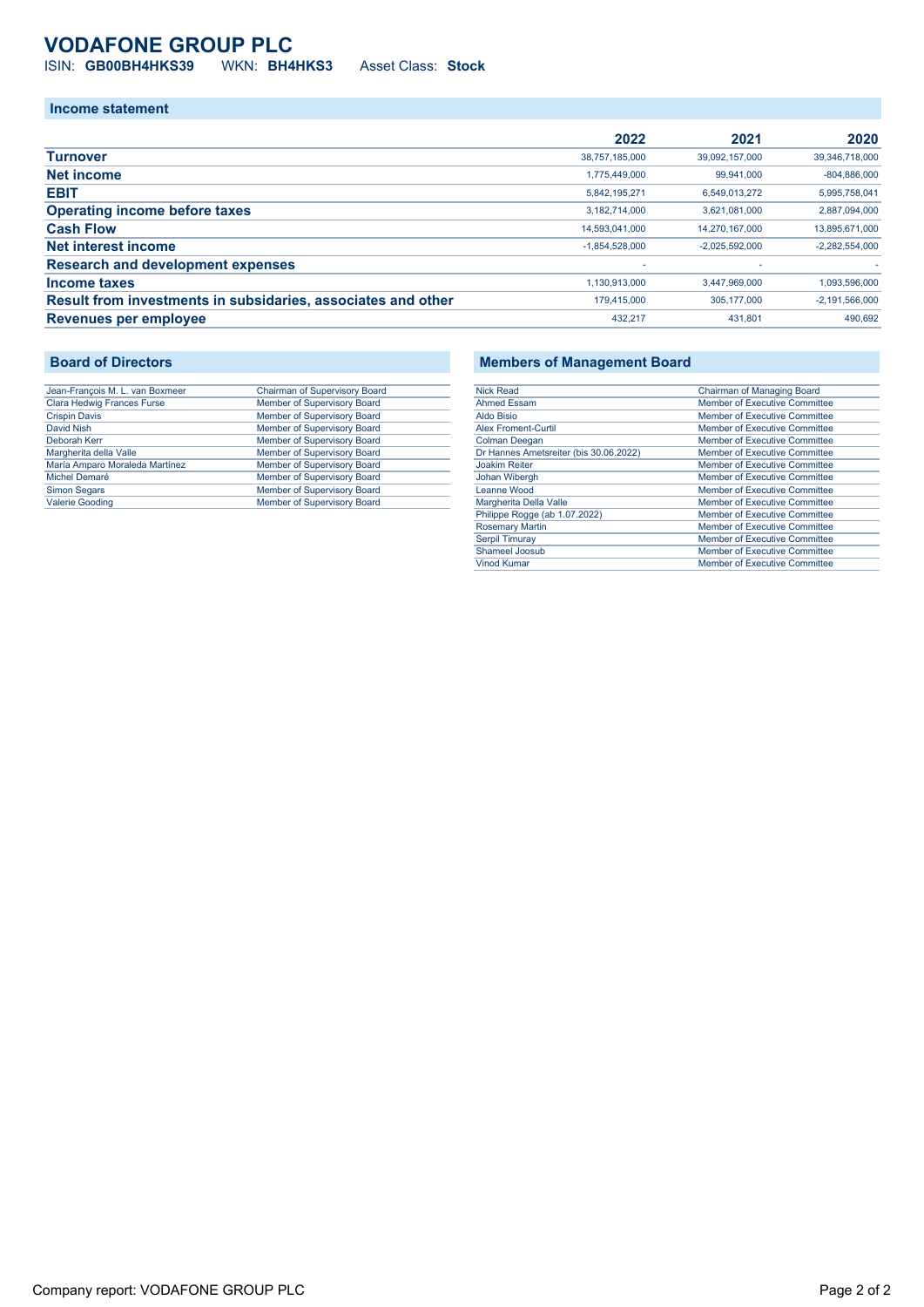# VODAFONE GROUP PLC

ISIN: **GB00BH4HKS39** WKN: **BH4HKS3** Asset Class: **Stock**

## Income statement

| | 2022 | 2021 | 2020 |
|---|---|---|---|
| **Turnover** | 38,757,185,000 | 39,092,157,000 | 39,346,718,000 |
| **Net income** | 1,775,449,000 | 99,941,000 | -804,886,000 |
| **EBIT** | 5,842,195,271 | 6,549,013,272 | 5,995,758,041 |
| **Operating income before taxes** | 3,182,714,000 | 3,621,081,000 | 2,887,094,000 |
| **Cash Flow** | 14,593,041,000 | 14,270,167,000 | 13,895,671,000 |
| **Net interest income** | -1,854,528,000 | -2,025,592,000 | -2,282,554,000 |
| **Research and development expenses** | - | - | - |
| **Income taxes** | 1,130,913,000 | 3,447,969,000 | 1,093,596,000 |
| **Result from investments in subsidaries, associates and other** | 179,415,000 | 305,177,000 | -2,191,566,000 |
| **Revenues per employee** | 432,217 | 431,801 | 490,692 |

## Board of Directors

| | |
|---|---|
| Jean-François M. L. van Boxmeer | Chairman of Supervisory Board |
| Clara Hedwig Frances Furse | Member of Supervisory Board |
| Crispin Davis | Member of Supervisory Board |
| David Nish | Member of Supervisory Board |
| Deborah Kerr | Member of Supervisory Board |
| Margherita della Valle | Member of Supervisory Board |
| María Amparo Moraleda Martínez | Member of Supervisory Board |
| Michel Demaré | Member of Supervisory Board |
| Simon Segars | Member of Supervisory Board |
| Valerie Gooding | Member of Supervisory Board |

## Members of Management Board

| | |
|---|---|
| Nick Read | Chairman of Managing Board |
| Ahmed Essam | Member of Executive Committee |
| Aldo Bisio | Member of Executive Committee |
| Alex Froment-Curtil | Member of Executive Committee |
| Colman Deegan | Member of Executive Committee |
| Dr Hannes Ametsreiter (bis 30.06.2022) | Member of Executive Committee |
| Joakim Reiter | Member of Executive Committee |
| Johan Wibergh | Member of Executive Committee |
| Leanne Wood | Member of Executive Committee |
| Margherita Della Valle | Member of Executive Committee |
| Philippe Rogge (ab 1.07.2022) | Member of Executive Committee |
| Rosemary Martin | Member of Executive Committee |
| Serpil Timuray | Member of Executive Committee |
| Shameel Joosub | Member of Executive Committee |
| Vinod Kumar | Member of Executive Committee |